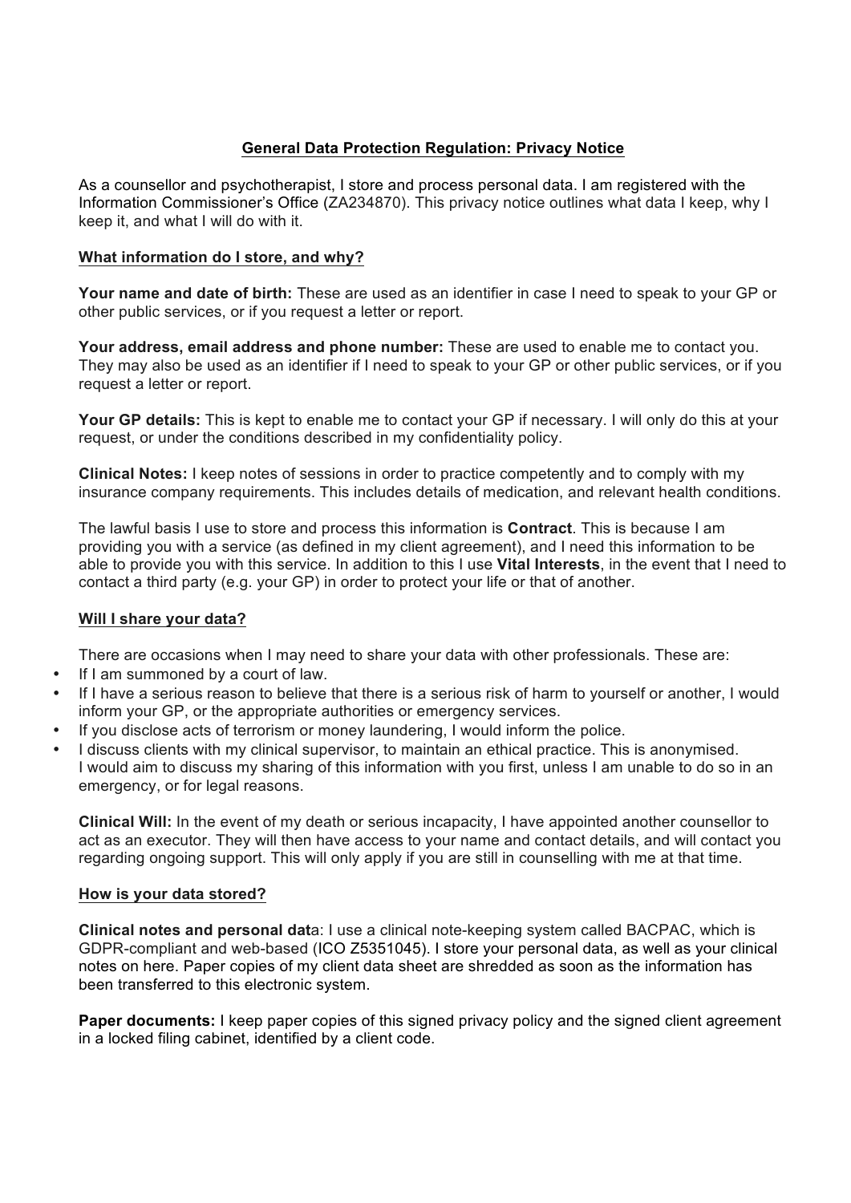# General Data Protection Regulation: Privacy Notice

As a counsellor and psychotherapist, I store and process personal data. I am registered with the Information Commissioner's Office (ZA234870). This privacy notice outlines what data I keep, why I keep it, and what I will do with it.

## What information do I store, and why?

**Your name and date of birth:** These are used as an identifier in case I need to speak to your GP or other public services, or if you request a letter or report.

**Your address, email address and phone number:** These are used to enable me to contact you. They may also be used as an identifier if I need to speak to your GP or other public services, or if you request a letter or report.

**Your GP details:** This is kept to enable me to contact your GP if necessary. I will only do this at your request, or under the conditions described in my confidentiality policy.

**Clinical Notes:** I keep notes of sessions in order to practice competently and to comply with my insurance company requirements. This includes details of medication, and relevant health conditions.

The lawful basis I use to store and process this information is **Contract**. This is because I am providing you with a service (as defined in my client agreement), and I need this information to be able to provide you with this service. In addition to this I use **Vital Interests**, in the event that I need to contact a third party (e.g. your GP) in order to protect your life or that of another.

## Will I share your data?

There are occasions when I may need to share your data with other professionals. These are:

- If I am summoned by a court of law.
- If I have a serious reason to believe that there is a serious risk of harm to yourself or another, I would inform your GP, or the appropriate authorities or emergency services.
- If you disclose acts of terrorism or money laundering, I would inform the police.
- I discuss clients with my clinical supervisor, to maintain an ethical practice. This is anonymised.

I would aim to discuss my sharing of this information with you first, unless I am unable to do so in an emergency, or for legal reasons.

**Clinical Will:** In the event of my death or serious incapacity, I have appointed another counsellor to act as an executor. They will then have access to your name and contact details, and will contact you regarding ongoing support. This will only apply if you are still in counselling with me at that time.

## How is your data stored?

**Clinical notes and personal dat**a: I use a clinical note-keeping system called BACPAC, which is GDPR-compliant and web-based (ICO Z5351045). I store your personal data, as well as your clinical notes on here. Paper copies of my client data sheet are shredded as soon as the information has been transferred to this electronic system.

**Paper documents:** I keep paper copies of this signed privacy policy and the signed client agreement in a locked filing cabinet, identified by a client code.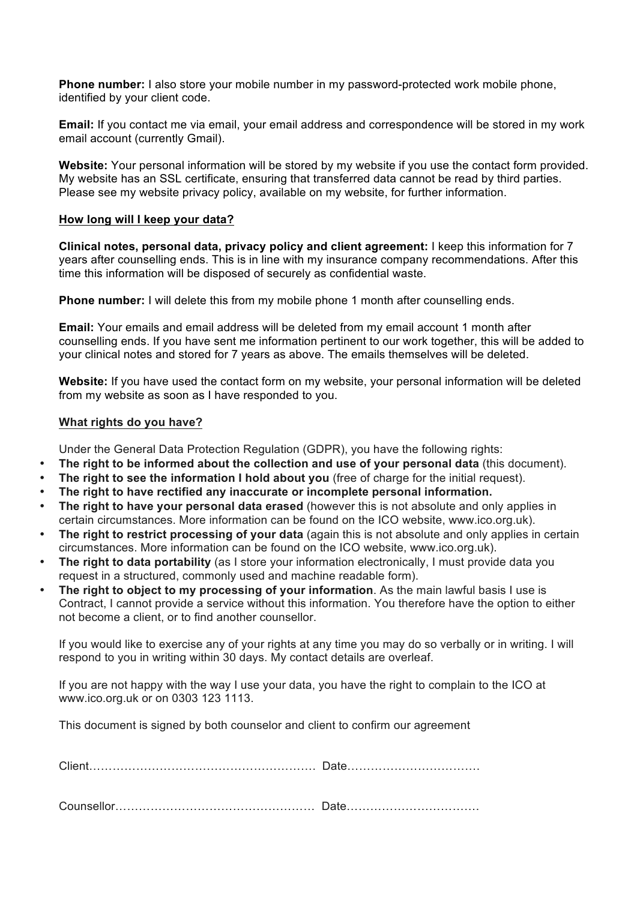**Phone number:** I also store your mobile number in my password-protected work mobile phone, identified by your client code.

**Email:** If you contact me via email, your email address and correspondence will be stored in my work email account (currently Gmail).

**Website:** Your personal information will be stored by my website if you use the contact form provided. My website has an SSL certificate, ensuring that transferred data cannot be read by third parties. Please see my website privacy policy, available on my website, for further information.

**How long will I keep your data?**

**Clinical notes, personal data, privacy policy and client agreement:** I keep this information for 7 years after counselling ends. This is in line with my insurance company recommendations. After this time this information will be disposed of securely as confidential waste.

**Phone number:** I will delete this from my mobile phone 1 month after counselling ends.

**Email:** Your emails and email address will be deleted from my email account 1 month after counselling ends. If you have sent me information pertinent to our work together, this will be added to your clinical notes and stored for 7 years as above. The emails themselves will be deleted.

**Website:** If you have used the contact form on my website, your personal information will be deleted from my website as soon as I have responded to you.

**What rights do you have?**

Under the General Data Protection Regulation (GDPR), you have the following rights:

- **The right to be informed about the collection and use of your personal data** (this document).
- **The right to see the information I hold about you** (free of charge for the initial request).
- **The right to have rectified any inaccurate or incomplete personal information.**
- **The right to have your personal data erased** (however this is not absolute and only applies in certain circumstances. More information can be found on the ICO website, www.ico.org.uk).
- **The right to restrict processing of your data** (again this is not absolute and only applies in certain circumstances. More information can be found on the ICO website, www.ico.org.uk).
- **The right to data portability** (as I store your information electronically, I must provide data you request in a structured, commonly used and machine readable form).
- **The right to object to my processing of your information**. As the main lawful basis I use is Contract, I cannot provide a service without this information. You therefore have the option to either not become a client, or to find another counsellor.

If you would like to exercise any of your rights at any time you may do so verbally or in writing. I will respond to you in writing within 30 days. My contact details are overleaf.

If you are not happy with the way I use your data, you have the right to complain to the ICO at www.ico.org.uk or on 0303 123 1113.

This document is signed by both counselor and client to confirm our agreement

Client………………………………………………… Date……………………………

Counsellor…………………………………………… Date……………………………